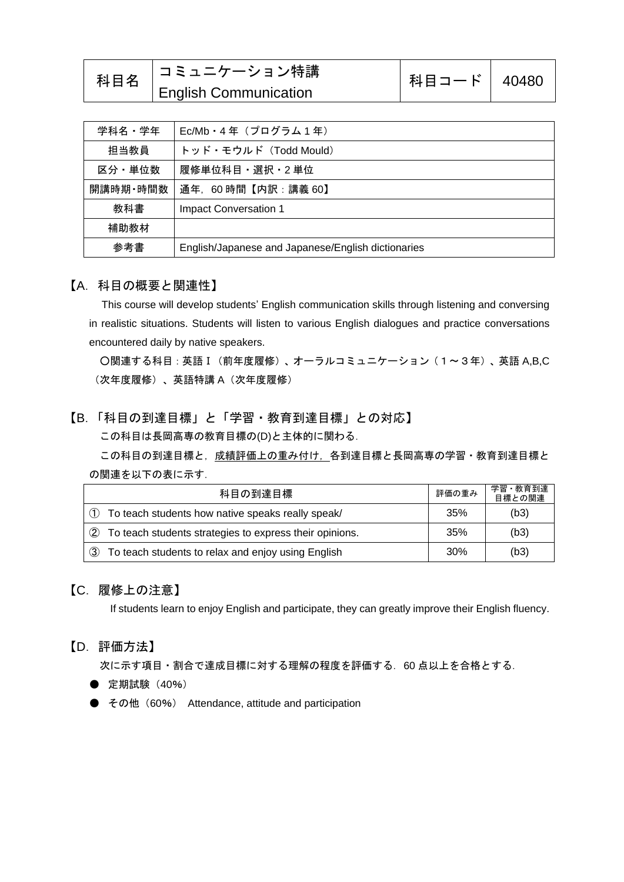| 科目名 | コミュニケーション特講<br>English Communication | 科目コード | 40480 |
|---|---|---|---|

| 学科名・学年 | Ec/Mb・4 年（プログラム 1 年） |
|---|---|
| 担当教員 | トッド・モウルド（Todd Mould） |
| 区分・単位数 | 履修単位科目・選択・2 単位 |
| 開講時期・時間数 | 通年，60 時間【内訳：講義 60】 |
| 教科書 | Impact Conversation 1 |
| 補助教材 | |
| 参考書 | English/Japanese and Japanese/English dictionaries |

## 【A. 科目の概要と関連性】

This course will develop students' English communication skills through listening and conversing in realistic situations. Students will listen to various English dialogues and practice conversations encountered daily by native speakers.

○関連する科目：英語Ⅰ（前年度履修）、オーラルコミュニケーション（１～３年）、英語 A,B,C（次年度履修）、英語特講 A（次年度履修）

## 【B.「科目の到達目標」と「学習・教育到達目標」との対応】

この科目は長岡高専の教育目標の(D)と主体的に関わる.

この科目の到達目標と，成績評価上の重み付け，各到達目標と長岡高専の学習・教育到達目標との関連を以下の表に示す.

| 科目の到達目標 | 評価の重み | 学習・教育到達目標との関連 |
|---|---|---|
| ① To teach students how native speaks really speak/ | 35% | (b3) |
| ② To teach students strategies to express their opinions. | 35% | (b3) |
| ③ To teach students to relax and enjoy using English | 30% | (b3) |

## 【C. 履修上の注意】

If students learn to enjoy English and participate, they can greatly improve their English fluency.

## 【D. 評価方法】

次に示す項目・割合で達成目標に対する理解の程度を評価する．60 点以上を合格とする.

- 定期試験（40%）
- その他（60%） Attendance, attitude and participation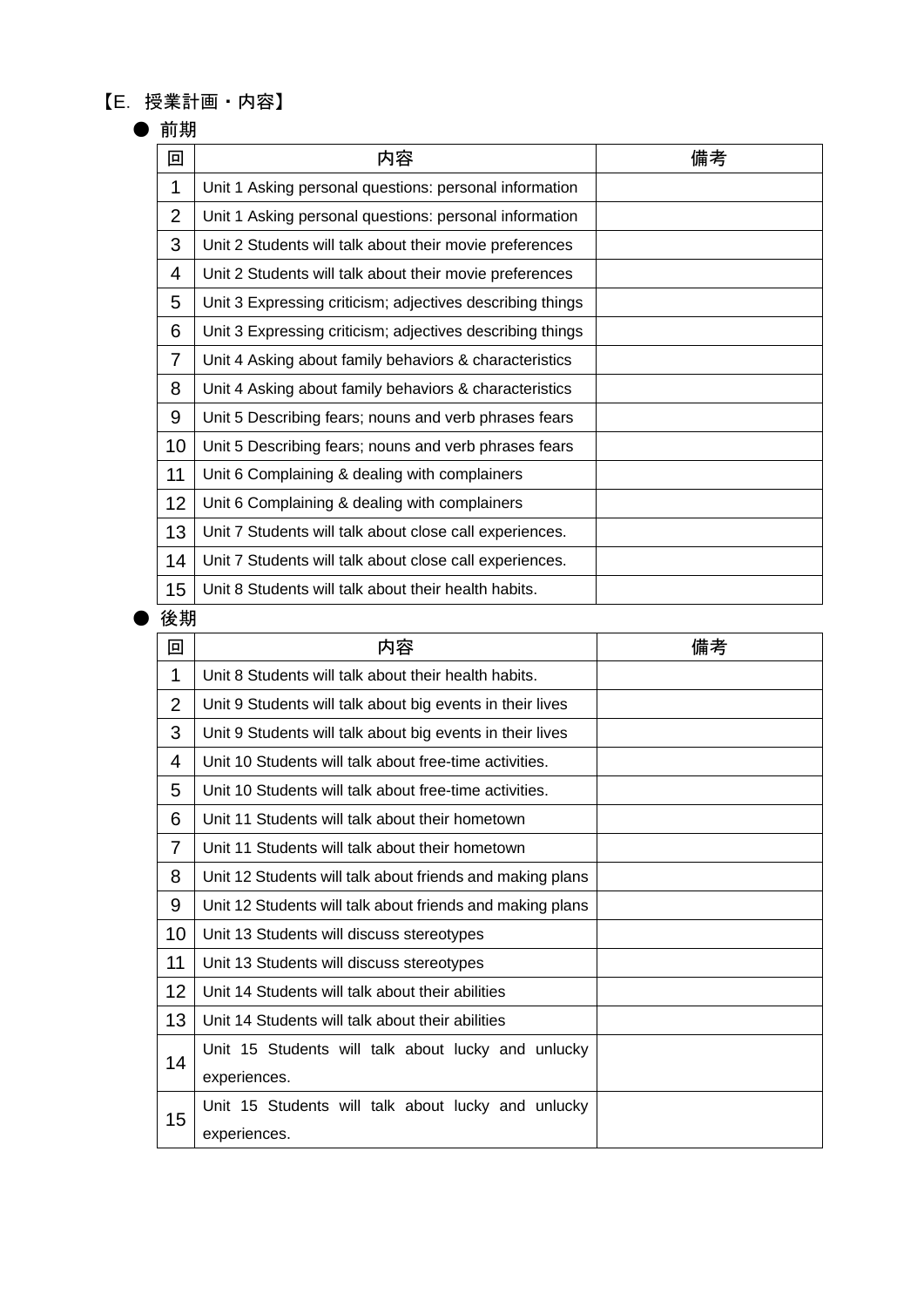【E. 授業計画・内容】

● 前期

| 回 | 内容 | 備考 |
| --- | --- | --- |
| 1 | Unit 1 Asking personal questions: personal information | |
| 2 | Unit 1 Asking personal questions: personal information | |
| 3 | Unit 2 Students will talk about their movie preferences | |
| 4 | Unit 2 Students will talk about their movie preferences | |
| 5 | Unit 3 Expressing criticism; adjectives describing things | |
| 6 | Unit 3 Expressing criticism; adjectives describing things | |
| 7 | Unit 4 Asking about family behaviors & characteristics | |
| 8 | Unit 4 Asking about family behaviors & characteristics | |
| 9 | Unit 5 Describing fears; nouns and verb phrases fears | |
| 10 | Unit 5 Describing fears; nouns and verb phrases fears | |
| 11 | Unit 6 Complaining & dealing with complainers | |
| 12 | Unit 6 Complaining & dealing with complainers | |
| 13 | Unit 7 Students will talk about close call experiences. | |
| 14 | Unit 7 Students will talk about close call experiences. | |
| 15 | Unit 8 Students will talk about their health habits. | |

● 後期

| 回 | 内容 | 備考 |
| --- | --- | --- |
| 1 | Unit 8 Students will talk about their health habits. | |
| 2 | Unit 9 Students will talk about big events in their lives | |
| 3 | Unit 9 Students will talk about big events in their lives | |
| 4 | Unit 10 Students will talk about free-time activities. | |
| 5 | Unit 10 Students will talk about free-time activities. | |
| 6 | Unit 11 Students will talk about their hometown | |
| 7 | Unit 11 Students will talk about their hometown | |
| 8 | Unit 12 Students will talk about friends and making plans | |
| 9 | Unit 12 Students will talk about friends and making plans | |
| 10 | Unit 13 Students will discuss stereotypes | |
| 11 | Unit 13 Students will discuss stereotypes | |
| 12 | Unit 14 Students will talk about their abilities | |
| 13 | Unit 14 Students will talk about their abilities | |
| 14 | Unit 15 Students will talk about lucky and unlucky experiences. | |
| 15 | Unit 15 Students will talk about lucky and unlucky experiences. | |